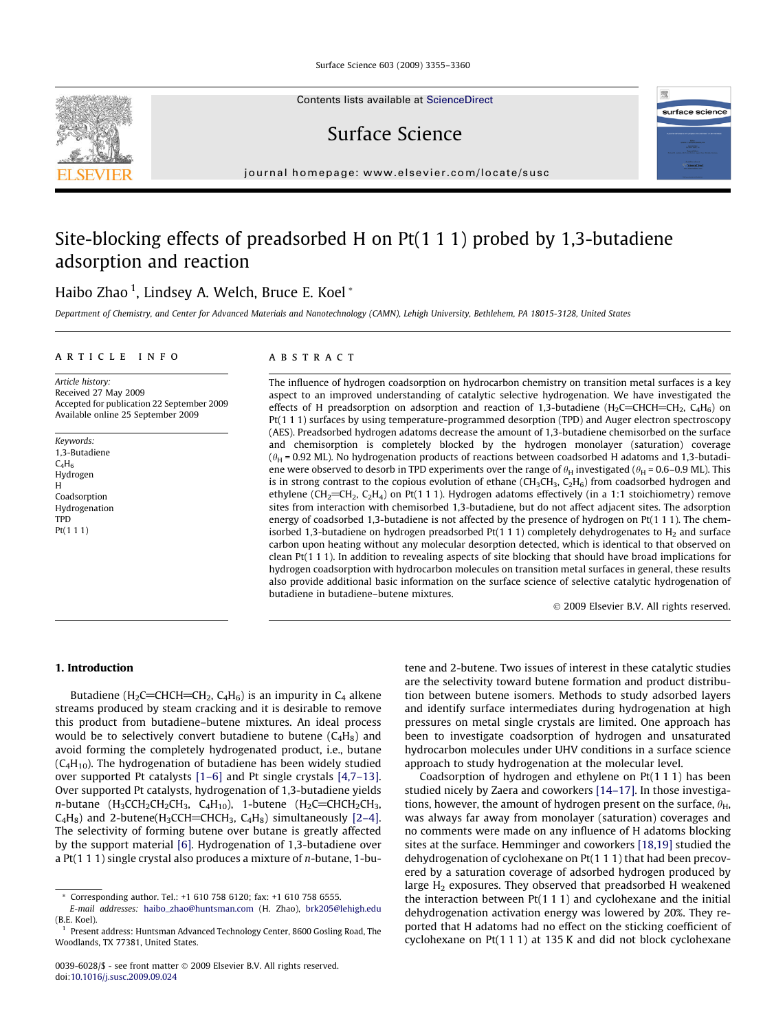# Site-blocking effects of preadsorbed H on Pt(1 1 1) probed by 1,3-butadiene adsorption and reaction

Haibo Zhao [1], Lindsey A. Welch, Bruce E. Koel *

*Department of Chemistry, and Center for Advanced Materials and Nanotechnology (CAMN), Lehigh University, Bethlehem, PA 18015-3128, United States*

**ARTICLE INFO**

*Article history:*
Received 27 May 2009
Accepted for publication 22 September 2009
Available online 25 September 2009

*Keywords:*
1,3-Butadiene
$C_4H_6$
Hydrogen
H
Coadsorption
Hydrogenation
TPD
Pt(1 1 1)

**ABSTRACT**

The influence of hydrogen coadsorption on hydrocarbon chemistry on transition metal surfaces is a key aspect to an improved understanding of catalytic selective hydrogenation. We have investigated the effects of H preadsorption on adsorption and reaction of 1,3-butadiene ($H_2C$=CHCH=$CH_2$, $C_4H_6$) on Pt(1 1 1) surfaces by using temperature-programmed desorption (TPD) and Auger electron spectroscopy (AES). Preadsorbed hydrogen adatoms decrease the amount of 1,3-butadiene chemisorbed on the surface and chemisorption is completely blocked by the hydrogen monolayer (saturation) coverage ($\theta_H$ = 0.92 ML). No hydrogenation products of reactions between coadsorbed H adatoms and 1,3-butadiene were observed to desorb in TPD experiments over the range of $\theta_H$ investigated ($\theta_H$ = 0.6–0.9 ML). This is in strong contrast to the copious evolution of ethane ($CH_3CH_3$, $C_2H_6$) from coadsorbed hydrogen and ethylene ($CH_2$=$CH_2$, $C_2H_4$) on Pt(1 1 1). Hydrogen adatoms effectively (in a 1:1 stoichiometry) remove sites from interaction with chemisorbed 1,3-butadiene, but do not affect adjacent sites. The adsorption energy of coadsorbed 1,3-butadiene is not affected by the presence of hydrogen on Pt(1 1 1). The chemisorbed 1,3-butadiene on hydrogen preadsorbed Pt(1 1 1) completely dehydrogenates to $H_2$ and surface carbon upon heating without any molecular desorption detected, which is identical to that observed on clean Pt(1 1 1). In addition to revealing aspects of site blocking that should have broad implications for hydrogen coadsorption with hydrocarbon molecules on transition metal surfaces in general, these results also provide additional basic information on the surface science of selective catalytic hydrogenation of butadiene in butadiene–butene mixtures.

© 2009 Elsevier B.V. All rights reserved.

## 1. Introduction

Butadiene ($H_2C$=CHCH=$CH_2$, $C_4H_6$) is an impurity in $C_4$ alkene streams produced by steam cracking and it is desirable to remove this product from butadiene–butene mixtures. An ideal process would be to selectively convert butadiene to butene ($C_4H_8$) and avoid forming the completely hydrogenated product, i.e., butane ($C_4H_{10}$). The hydrogenation of butadiene has been widely studied over supported Pt catalysts [1–6] and Pt single crystals [4,7–13]. Over supported Pt catalysts, hydrogenation of 1,3-butadiene yields *n*-butane ($H_3CCH_2CH_2CH_3$, $C_4H_{10}$), 1-butene ($H_2C$=$CHCH_2CH_3$, $C_4H_8$) and 2-butene($H_3CCH$=$CHCH_3$, $C_4H_8$) simultaneously [2–4]. The selectivity of forming butene over butane is greatly affected by the support material [6]. Hydrogenation of 1,3-butadiene over a Pt(1 1 1) single crystal also produces a mixture of *n*-butane, 1-butene and 2-butene. Two issues of interest in these catalytic studies are the selectivity toward butene formation and product distribution between butene isomers. Methods to study adsorbed layers and identify surface intermediates during hydrogenation at high pressures on metal single crystals are limited. One approach has been to investigate coadsorption of hydrogen and unsaturated hydrocarbon molecules under UHV conditions in a surface science approach to study hydrogenation at the molecular level.

Coadsorption of hydrogen and ethylene on Pt(1 1 1) has been studied nicely by Zaera and coworkers [14–17]. In those investigations, however, the amount of hydrogen present on the surface, $\theta_H$, was always far away from monolayer (saturation) coverages and no comments were made on any influence of H adatoms blocking sites at the surface. Hemminger and coworkers [18,19] studied the dehydrogenation of cyclohexane on Pt(1 1 1) that had been precovered by a saturation coverage of adsorbed hydrogen produced by large $H_2$ exposures. They observed that preadsorbed H weakened the interaction between Pt(1 1 1) and cyclohexane and the initial dehydrogenation activation energy was lowered by 20%. They reported that H adatoms had no effect on the sticking coefficient of cyclohexane on Pt(1 1 1) at 135 K and did not block cyclohexane

---

* Corresponding author. Tel.: +1 610 758 6120; fax: +1 610 758 6555.
*E-mail addresses:* haibo_zhao@huntsman.com (H. Zhao), brk205@lehigh.edu (B.E. Koel).

[1] Present address: Huntsman Advanced Technology Center, 8600 Gosling Road, The Woodlands, TX 77381, United States.

0039-6028/$ - see front matter © 2009 Elsevier B.V. All rights reserved.
doi:10.1016/j.susc.2009.09.024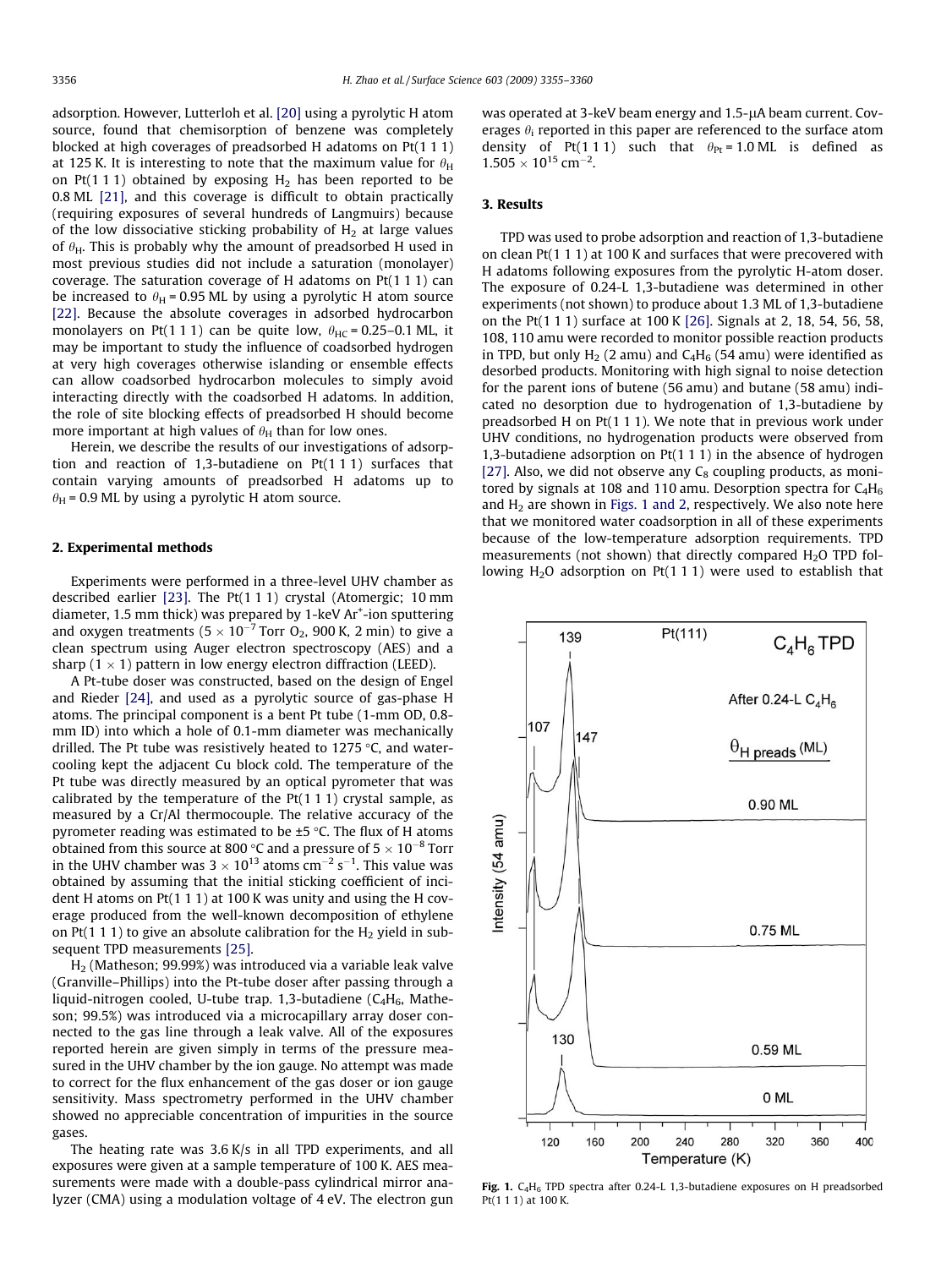adsorption. However, Lutterloh et al. [20] using a pyrolytic H atom source, found that chemisorption of benzene was completely blocked at high coverages of preadsorbed H adatoms on Pt(1 1 1) at 125 K. It is interesting to note that the maximum value for $\theta_H$ on Pt(1 1 1) obtained by exposing $H_2$ has been reported to be 0.8 ML [21], and this coverage is difficult to obtain practically (requiring exposures of several hundreds of Langmuirs) because of the low dissociative sticking probability of $H_2$ at large values of $\theta_H$. This is probably why the amount of preadsorbed H used in most previous studies did not include a saturation (monolayer) coverage. The saturation coverage of H adatoms on Pt(1 1 1) can be increased to $\theta_H$ = 0.95 ML by using a pyrolytic H atom source [22]. Because the absolute coverages in adsorbed hydrocarbon monolayers on Pt(1 1 1) can be quite low, $\theta_{HC}$ = 0.25–0.1 ML, it may be important to study the influence of coadsorbed hydrogen at very high coverages otherwise islanding or ensemble effects can allow coadsorbed hydrocarbon molecules to simply avoid interacting directly with the coadsorbed H adatoms. In addition, the role of site blocking effects of preadsorbed H should become more important at high values of $\theta_H$ than for low ones.

Herein, we describe the results of our investigations of adsorption and reaction of 1,3-butadiene on Pt(1 1 1) surfaces that contain varying amounts of preadsorbed H adatoms up to $\theta_H$ = 0.9 ML by using a pyrolytic H atom source.

## 2. Experimental methods

Experiments were performed in a three-level UHV chamber as described earlier [23]. The Pt(1 1 1) crystal (Atomergic; 10 mm diameter, 1.5 mm thick) was prepared by 1-keV $Ar^+$-ion sputtering and oxygen treatments ($5 \times 10^{-7}$ Torr $O_2$, 900 K, 2 min) to give a clean spectrum using Auger electron spectroscopy (AES) and a sharp (1 × 1) pattern in low energy electron diffraction (LEED).

A Pt-tube doser was constructed, based on the design of Engel and Rieder [24], and used as a pyrolytic source of gas-phase H atoms. The principal component is a bent Pt tube (1-mm OD, 0.8-mm ID) into which a hole of 0.1-mm diameter was mechanically drilled. The Pt tube was resistively heated to 1275 °C, and water-cooling kept the adjacent Cu block cold. The temperature of the Pt tube was directly measured by an optical pyrometer that was calibrated by the temperature of the Pt(1 1 1) crystal sample, as measured by a Cr/Al thermocouple. The relative accuracy of the pyrometer reading was estimated to be ±5 °C. The flux of H atoms obtained from this source at 800 °C and a pressure of $5 \times 10^{-8}$ Torr in the UHV chamber was $3 \times 10^{13}$ atoms $cm^{-2}$ $s^{-1}$. This value was obtained by assuming that the initial sticking coefficient of incident H atoms on Pt(1 1 1) at 100 K was unity and using the H coverage produced from the well-known decomposition of ethylene on Pt(1 1 1) to give an absolute calibration for the $H_2$ yield in subsequent TPD measurements [25].

$H_2$ (Matheson; 99.99%) was introduced via a variable leak valve (Granville–Phillips) into the Pt-tube doser after passing through a liquid-nitrogen cooled, U-tube trap. 1,3-butadiene ($C_4H_6$, Matheson; 99.5%) was introduced via a microcapillary array doser connected to the gas line through a leak valve. All of the exposures reported herein are given simply in terms of the pressure measured in the UHV chamber by the ion gauge. No attempt was made to correct for the flux enhancement of the gas doser or ion gauge sensitivity. Mass spectrometry performed in the UHV chamber showed no appreciable concentration of impurities in the source gases.

The heating rate was 3.6 K/s in all TPD experiments, and all exposures were given at a sample temperature of 100 K. AES measurements were made with a double-pass cylindrical mirror analyzer (CMA) using a modulation voltage of 4 eV. The electron gun was operated at 3-keV beam energy and 1.5-μA beam current. Coverages $\theta_i$ reported in this paper are referenced to the surface atom density of Pt(1 1 1) such that $\theta_{Pt}$ = 1.0 ML is defined as $1.505 \times 10^{15}$ $cm^{-2}$.

## 3. Results

TPD was used to probe adsorption and reaction of 1,3-butadiene on clean Pt(1 1 1) at 100 K and surfaces that were precovered with H adatoms following exposures from the pyrolytic H-atom doser. The exposure of 0.24-L 1,3-butadiene was determined in other experiments (not shown) to produce about 1.3 ML of 1,3-butadiene on the Pt(1 1 1) surface at 100 K [26]. Signals at 2, 18, 54, 56, 58, 108, 110 amu were recorded to monitor possible reaction products in TPD, but only $H_2$ (2 amu) and $C_4H_6$ (54 amu) were identified as desorbed products. Monitoring with high signal to noise detection for the parent ions of butene (56 amu) and butane (58 amu) indicated no desorption due to hydrogenation of 1,3-butadiene by preadsorbed H on Pt(1 1 1). We note that in previous work under UHV conditions, no hydrogenation products were observed from 1,3-butadiene adsorption on Pt(1 1 1) in the absence of hydrogen [27]. Also, we did not observe any $C_8$ coupling products, as monitored by signals at 108 and 110 amu. Desorption spectra for $C_4H_6$ and $H_2$ are shown in Figs. 1 and 2, respectively. We also note here that we monitored water coadsorption in all of these experiments because of the low-temperature adsorption requirements. TPD measurements (not shown) that directly compared $H_2O$ TPD following $H_2O$ adsorption on Pt(1 1 1) were used to establish that

Fig. 1. $C_4H_6$ TPD spectra after 0.24-L 1,3-butadiene exposures on H preadsorbed Pt(1 1 1) at 100 K.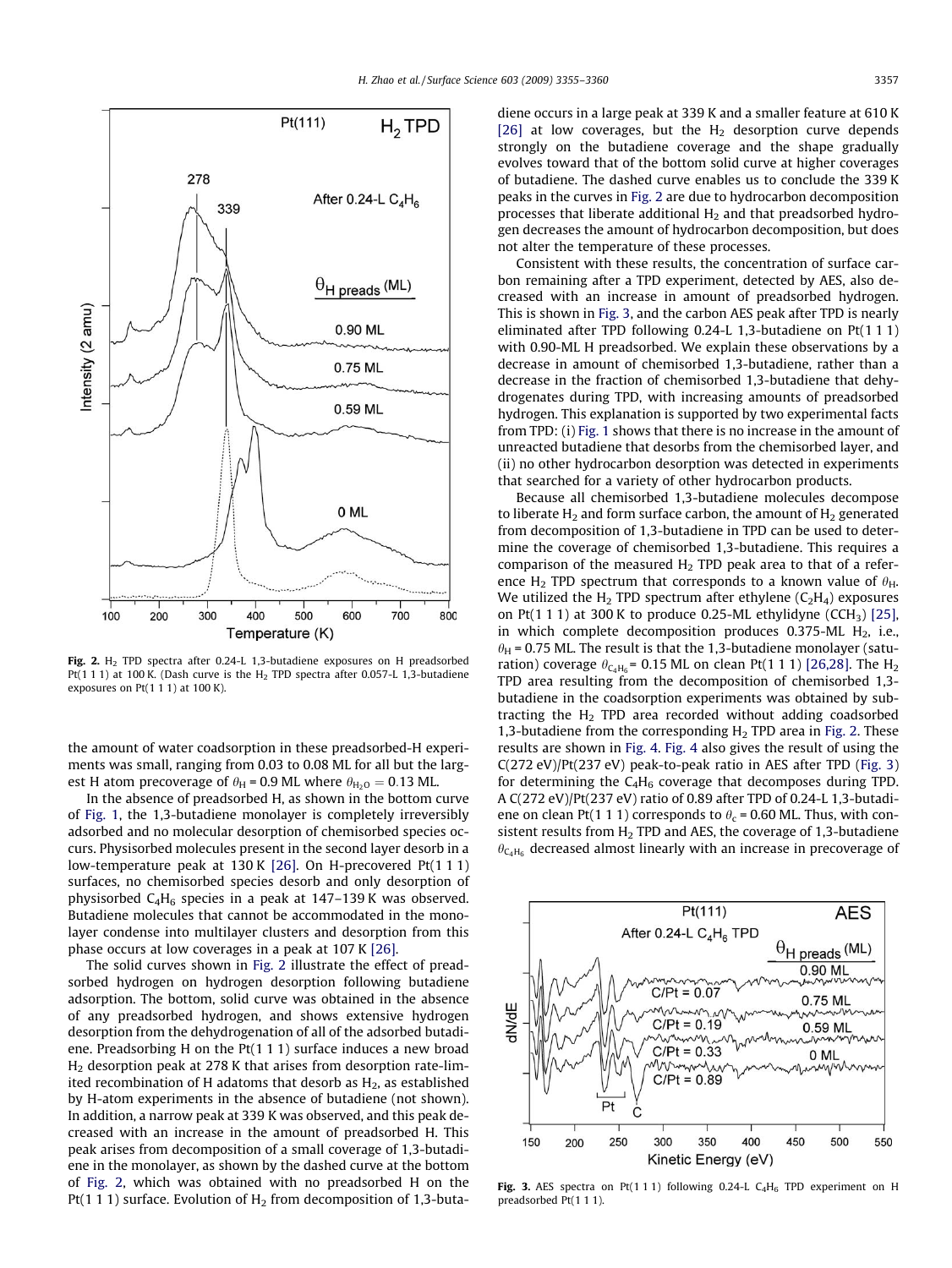Fig. 2. $H_2$ TPD spectra after 0.24-L 1,3-butadiene exposures on H preadsorbed Pt(1 1 1) at 100 K. (Dash curve is the $H_2$ TPD spectra after 0.057-L 1,3-butadiene exposures on Pt(1 1 1) at 100 K).

the amount of water coadsorption in these preadsorbed-H experiments was small, ranging from 0.03 to 0.08 ML for all but the largest H atom precoverage of $\theta_H$ = 0.9 ML where $\theta_{H_2O} = 0.13$ ML.

In the absence of preadsorbed H, as shown in the bottom curve of Fig. 1, the 1,3-butadiene monolayer is completely irreversibly adsorbed and no molecular desorption of chemisorbed species occurs. Physisorbed molecules present in the second layer desorb in a low-temperature peak at 130 K [26]. On H-precovered Pt(1 1 1) surfaces, no chemisorbed species desorb and only desorption of physisorbed $C_4H_6$ species in a peak at 147–139 K was observed. Butadiene molecules that cannot be accommodated in the monolayer condense into multilayer clusters and desorption from this phase occurs at low coverages in a peak at 107 K [26].

The solid curves shown in Fig. 2 illustrate the effect of preadsorbed hydrogen on hydrogen desorption following butadiene adsorption. The bottom, solid curve was obtained in the absence of any preadsorbed hydrogen, and shows extensive hydrogen desorption from the dehydrogenation of all of the adsorbed butadiene. Preadsorbing H on the Pt(1 1 1) surface induces a new broad $H_2$ desorption peak at 278 K that arises from desorption rate-limited recombination of H adatoms that desorb as $H_2$, as established by H-atom experiments in the absence of butadiene (not shown). In addition, a narrow peak at 339 K was observed, and this peak decreased with an increase in the amount of preadsorbed H. This peak arises from decomposition of a small coverage of 1,3-butadiene in the monolayer, as shown by the dashed curve at the bottom of Fig. 2, which was obtained with no preadsorbed H on the Pt(1 1 1) surface. Evolution of $H_2$ from decomposition of 1,3-butadiene occurs in a large peak at 339 K and a smaller feature at 610 K [26] at low coverages, but the $H_2$ desorption curve depends strongly on the butadiene coverage and the shape gradually evolves toward that of the bottom solid curve at higher coverages of butadiene. The dashed curve enables us to conclude the 339 K peaks in the curves in Fig. 2 are due to hydrocarbon decomposition processes that liberate additional $H_2$ and that preadsorbed hydrogen decreases the amount of hydrocarbon decomposition, but does not alter the temperature of these processes.

Consistent with these results, the concentration of surface carbon remaining after a TPD experiment, detected by AES, also decreased with an increase in amount of preadsorbed hydrogen. This is shown in Fig. 3, and the carbon AES peak after TPD is nearly eliminated after TPD following 0.24-L 1,3-butadiene on Pt(1 1 1) with 0.90-ML H preadsorbed. We explain these observations by a decrease in amount of chemisorbed 1,3-butadiene, rather than a decrease in the fraction of chemisorbed 1,3-butadiene that dehydrogenates during TPD, with increasing amounts of preadsorbed hydrogen. This explanation is supported by two experimental facts from TPD: (i) Fig. 1 shows that there is no increase in the amount of unreacted butadiene that desorbs from the chemisorbed layer, and (ii) no other hydrocarbon desorption was detected in experiments that searched for a variety of other hydrocarbon products.

Because all chemisorbed 1,3-butadiene molecules decompose to liberate $H_2$ and form surface carbon, the amount of $H_2$ generated from decomposition of 1,3-butadiene in TPD can be used to determine the coverage of chemisorbed 1,3-butadiene. This requires a comparison of the measured $H_2$ TPD peak area to that of a reference $H_2$ TPD spectrum that corresponds to a known value of $\theta_H$. We utilized the $H_2$ TPD spectrum after ethylene ($C_2H_4$) exposures on Pt(1 1 1) at 300 K to produce 0.25-ML ethylidyne ($CCH_3$) [25], in which complete decomposition produces 0.375-ML $H_2$, i.e., $\theta_H$ = 0.75 ML. The result is that the 1,3-butadiene monolayer (saturation) coverage $\theta_{C_4H_6}$ = 0.15 ML on clean Pt(1 1 1) [26,28]. The $H_2$ TPD area resulting from the decomposition of chemisorbed 1,3-butadiene in the coadsorption experiments was obtained by subtracting the $H_2$ TPD area recorded without adding coadsorbed 1,3-butadiene from the corresponding $H_2$ TPD area in Fig. 2. These results are shown in Fig. 4. Fig. 4 also gives the result of using the C(272 eV)/Pt(237 eV) peak-to-peak ratio in AES after TPD (Fig. 3) for determining the $C_4H_6$ coverage that decomposes during TPD. A C(272 eV)/Pt(237 eV) ratio of 0.89 after TPD of 0.24-L 1,3-butadiene on clean Pt(1 1 1) corresponds to $\theta_c$ = 0.60 ML. Thus, with consistent results from $H_2$ TPD and AES, the coverage of 1,3-butadiene $\theta_{C_4H_6}$ decreased almost linearly with an increase in precoverage of

Fig. 3. AES spectra on Pt(1 1 1) following 0.24-L $C_4H_6$ TPD experiment on H preadsorbed Pt(1 1 1).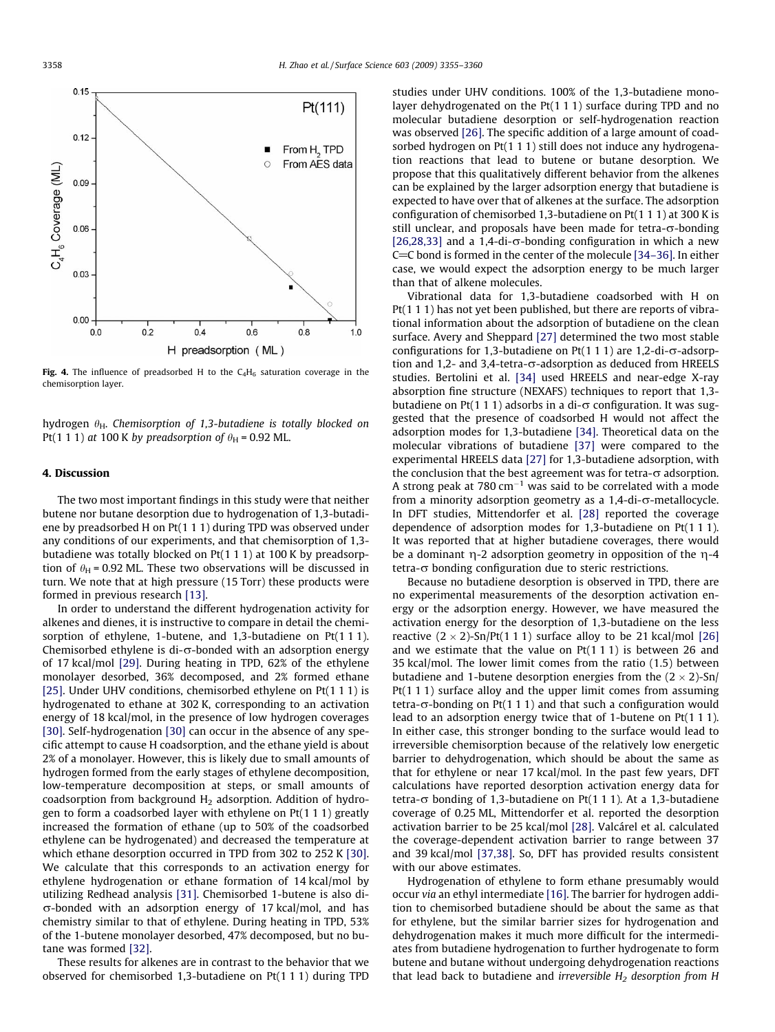**Fig. 4.** The influence of preadsorbed H to the $C_4H_6$ saturation coverage in the chemisorption layer.

hydrogen $\theta_H$. *Chemisorption of 1,3-butadiene is totally blocked on* Pt(1 1 1) *at* 100 K *by preadsorption of* $\theta_H$ = 0.92 ML.

## 4. Discussion

The two most important findings in this study were that neither butene nor butane desorption due to hydrogenation of 1,3-butadiene by preadsorbed H on Pt(1 1 1) during TPD was observed under any conditions of our experiments, and that chemisorption of 1,3-butadiene was totally blocked on Pt(1 1 1) at 100 K by preadsorption of $\theta_H$ = 0.92 ML. These two observations will be discussed in turn. We note that at high pressure (15 Torr) these products were formed in previous research [13].

In order to understand the different hydrogenation activity for alkenes and dienes, it is instructive to compare in detail the chemisorption of ethylene, 1-butene, and 1,3-butadiene on Pt(1 1 1). Chemisorbed ethylene is di-σ-bonded with an adsorption energy of 17 kcal/mol [29]. During heating in TPD, 62% of the ethylene monolayer desorbed, 36% decomposed, and 2% formed ethane [25]. Under UHV conditions, chemisorbed ethylene on Pt(1 1 1) is hydrogenated to ethane at 302 K, corresponding to an activation energy of 18 kcal/mol, in the presence of low hydrogen coverages [30]. Self-hydrogenation [30] can occur in the absence of any specific attempt to cause H coadsorption, and the ethane yield is about 2% of a monolayer. However, this is likely due to small amounts of hydrogen formed from the early stages of ethylene decomposition, low-temperature decomposition at steps, or small amounts of coadsorption from background $H_2$ adsorption. Addition of hydrogen to form a coadsorbed layer with ethylene on Pt(1 1 1) greatly increased the formation of ethane (up to 50% of the coadsorbed ethylene can be hydrogenated) and decreased the temperature at which ethane desorption occurred in TPD from 302 to 252 K [30]. We calculate that this corresponds to an activation energy for ethylene hydrogenation or ethane formation of 14 kcal/mol by utilizing Redhead analysis [31]. Chemisorbed 1-butene is also di-σ-bonded with an adsorption energy of 17 kcal/mol, and has chemistry similar to that of ethylene. During heating in TPD, 53% of the 1-butene monolayer desorbed, 47% decomposed, but no butane was formed [32].

These results for alkenes are in contrast to the behavior that we observed for chemisorbed 1,3-butadiene on Pt(1 1 1) during TPD studies under UHV conditions. 100% of the 1,3-butadiene monolayer dehydrogenated on the Pt(1 1 1) surface during TPD and no molecular butadiene desorption or self-hydrogenation reaction was observed [26]. The specific addition of a large amount of coadsorbed hydrogen on Pt(1 1 1) still does not induce any hydrogenation reactions that lead to butene or butane desorption. We propose that this qualitatively different behavior from the alkenes can be explained by the larger adsorption energy that butadiene is expected to have over that of alkenes at the surface. The adsorption configuration of chemisorbed 1,3-butadiene on Pt(1 1 1) at 300 K is still unclear, and proposals have been made for tetra-σ-bonding [26,28,33] and a 1,4-di-σ-bonding configuration in which a new C=C bond is formed in the center of the molecule [34–36]. In either case, we would expect the adsorption energy to be much larger than that of alkene molecules.

Vibrational data for 1,3-butadiene coadsorbed with H on Pt(1 1 1) has not yet been published, but there are reports of vibrational information about the adsorption of butadiene on the clean surface. Avery and Sheppard [27] determined the two most stable configurations for 1,3-butadiene on Pt(1 1 1) are 1,2-di-σ-adsorption and 1,2- and 3,4-tetra-σ-adsorption as deduced from HREELS studies. Bertolini et al. [34] used HREELS and near-edge X-ray absorption fine structure (NEXAFS) techniques to report that 1,3-butadiene on Pt(1 1 1) adsorbs in a di-σ configuration. It was suggested that the presence of coadsorbed H would not affect the adsorption modes for 1,3-butadiene [34]. Theoretical data on the molecular vibrations of butadiene [37] were compared to the experimental HREELS data [27] for 1,3-butadiene adsorption, with the conclusion that the best agreement was for tetra-σ adsorption. A strong peak at 780 $cm^{-1}$ was said to be correlated with a mode from a minority adsorption geometry as a 1,4-di-σ-metallocycle. In DFT studies, Mittendorfer et al. [28] reported the coverage dependence of adsorption modes for 1,3-butadiene on Pt(1 1 1). It was reported that at higher butadiene coverages, there would be a dominant η-2 adsorption geometry in opposition of the η-4 tetra-σ bonding configuration due to steric restrictions.

Because no butadiene desorption is observed in TPD, there are no experimental measurements of the desorption activation energy or the adsorption energy. However, we have measured the activation energy for the desorption of 1,3-butadiene on the less reactive $(2 \times 2)$-Sn/Pt(1 1 1) surface alloy to be 21 kcal/mol [26] and we estimate that the value on Pt(1 1 1) is between 26 and 35 kcal/mol. The lower limit comes from the ratio (1.5) between butadiene and 1-butene desorption energies from the $(2 \times 2)$-Sn/Pt(1 1 1) surface alloy and the upper limit comes from assuming tetra-σ-bonding on Pt(1 1 1) and that such a configuration would lead to an adsorption energy twice that of 1-butene on Pt(1 1 1). In either case, this stronger bonding to the surface would lead to irreversible chemisorption because of the relatively low energetic barrier to dehydrogenation, which should be about the same as that for ethylene or near 17 kcal/mol. In the past few years, DFT calculations have reported desorption activation energy data for tetra-σ bonding of 1,3-butadiene on Pt(1 1 1). At a 1,3-butadiene coverage of 0.25 ML, Mittendorfer et al. reported the desorption activation barrier to be 25 kcal/mol [28]. Valcárel et al. calculated the coverage-dependent activation barrier to range between 37 and 39 kcal/mol [37,38]. So, DFT has provided results consistent with our above estimates.

Hydrogenation of ethylene to form ethane presumably would occur *via* an ethyl intermediate [16]. The barrier for hydrogen addition to chemisorbed butadiene should be about the same as that for ethylene, but the similar barrier sizes for hydrogenation and dehydrogenation makes it much more difficult for the intermediates from butadiene hydrogenation to further hydrogenate to form butene and butane without undergoing dehydrogenation reactions that lead back to butadiene and *irreversible $H_2$ desorption from H*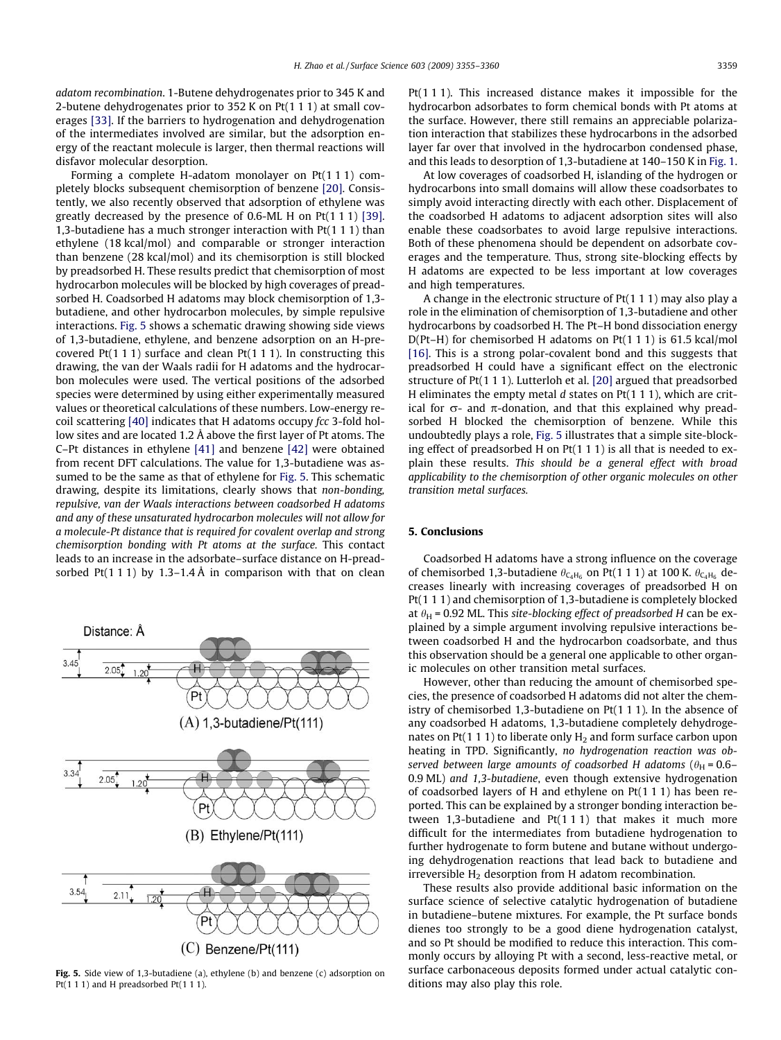*adatom recombination*. 1-Butene dehydrogenates prior to 345 K and 2-butene dehydrogenates prior to 352 K on Pt(1 1 1) at small coverages [33]. If the barriers to hydrogenation and dehydrogenation of the intermediates involved are similar, but the adsorption energy of the reactant molecule is larger, then thermal reactions will disfavor molecular desorption.

Forming a complete H-adatom monolayer on Pt(1 1 1) completely blocks subsequent chemisorption of benzene [20]. Consistently, we also recently observed that adsorption of ethylene was greatly decreased by the presence of 0.6-ML H on Pt(1 1 1) [39]. 1,3-butadiene has a much stronger interaction with Pt(1 1 1) than ethylene (18 kcal/mol) and comparable or stronger interaction than benzene (28 kcal/mol) and its chemisorption is still blocked by preadsorbed H. These results predict that chemisorption of most hydrocarbon molecules will be blocked by high coverages of preadsorbed H. Coadsorbed H adatoms may block chemisorption of 1,3-butadiene, and other hydrocarbon molecules, by simple repulsive interactions. Fig. 5 shows a schematic drawing showing side views of 1,3-butadiene, ethylene, and benzene adsorption on an H-precovered Pt(1 1 1) surface and clean Pt(1 1 1). In constructing this drawing, the van der Waals radii for H adatoms and the hydrocarbon molecules were used. The vertical positions of the adsorbed species were determined by using either experimentally measured values or theoretical calculations of these numbers. Low-energy recoil scattering [40] indicates that H adatoms occupy *fcc* 3-fold hollow sites and are located 1.2 Å above the first layer of Pt atoms. The C–Pt distances in ethylene [41] and benzene [42] were obtained from recent DFT calculations. The value for 1,3-butadiene was assumed to be the same as that of ethylene for Fig. 5. This schematic drawing, despite its limitations, clearly shows that *non-bonding, repulsive, van der Waals interactions between coadsorbed H adatoms and any of these unsaturated hydrocarbon molecules will not allow for a molecule-Pt distance that is required for covalent overlap and strong chemisorption bonding with Pt atoms at the surface.* This contact leads to an increase in the adsorbate–surface distance on H-preadsorbed Pt(1 1 1) by 1.3–1.4 Å in comparison with that on clean Pt(1 1 1). This increased distance makes it impossible for the hydrocarbon adsorbates to form chemical bonds with Pt atoms at the surface. However, there still remains an appreciable polarization interaction that stabilizes these hydrocarbons in the adsorbed layer far over that involved in the hydrocarbon condensed phase, and this leads to desorption of 1,3-butadiene at 140–150 K in Fig. 1.

Fig. 5. Side view of 1,3-butadiene (a), ethylene (b) and benzene (c) adsorption on Pt(1 1 1) and H preadsorbed Pt(1 1 1).

At low coverages of coadsorbed H, islanding of the hydrogen or hydrocarbons into small domains will allow these coadsorbates to simply avoid interacting directly with each other. Displacement of the coadsorbed H adatoms to adjacent adsorption sites will also enable these coadsorbates to avoid large repulsive interactions. Both of these phenomena should be dependent on adsorbate coverages and the temperature. Thus, strong site-blocking effects by H adatoms are expected to be less important at low coverages and high temperatures.

A change in the electronic structure of Pt(1 1 1) may also play a role in the elimination of chemisorption of 1,3-butadiene and other hydrocarbons by coadsorbed H. The Pt–H bond dissociation energy D(Pt–H) for chemisorbed H adatoms on Pt(1 1 1) is 61.5 kcal/mol [16]. This is a strong polar-covalent bond and this suggests that preadsorbed H could have a significant effect on the electronic structure of Pt(1 1 1). Lutterloh et al. [20] argued that preadsorbed H eliminates the empty metal *d* states on Pt(1 1 1), which are critical for σ- and π-donation, and that this explained why preadsorbed H blocked the chemisorption of benzene. While this undoubtedly plays a role, Fig. 5 illustrates that a simple site-blocking effect of preadsorbed H on Pt(1 1 1) is all that is needed to explain these results. *This should be a general effect with broad applicability to the chemisorption of other organic molecules on other transition metal surfaces.*

## 5. Conclusions

Coadsorbed H adatoms have a strong influence on the coverage of chemisorbed 1,3-butadiene $\theta_{C_4H_6}$ on Pt(1 1 1) at 100 K. $\theta_{C_4H_6}$ decreases linearly with increasing coverages of preadsorbed H on Pt(1 1 1) and chemisorption of 1,3-butadiene is completely blocked at $\theta_H = 0.92$ ML. This *site-blocking effect of preadsorbed H* can be explained by a simple argument involving repulsive interactions between coadsorbed H and the hydrocarbon coadsorbate, and thus this observation should be a general one applicable to other organic molecules on other transition metal surfaces.

However, other than reducing the amount of chemisorbed species, the presence of coadsorbed H adatoms did not alter the chemistry of chemisorbed 1,3-butadiene on Pt(1 1 1). In the absence of any coadsorbed H adatoms, 1,3-butadiene completely dehydrogenates on Pt(1 1 1) to liberate only $H_2$ and form surface carbon upon heating in TPD. Significantly, *no hydrogenation reaction was observed between large amounts of coadsorbed H adatoms ($\theta_H = 0.6$–0.9 ML) and 1,3-butadiene*, even though extensive hydrogenation of coadsorbed layers of H and ethylene on Pt(1 1 1) has been reported. This can be explained by a stronger bonding interaction between 1,3-butadiene and Pt(1 1 1) that makes it much more difficult for the intermediates from butadiene hydrogenation to further hydrogenate to form butene and butane without undergoing dehydrogenation reactions that lead back to butadiene and irreversible $H_2$ desorption from H adatom recombination.

These results also provide additional basic information on the surface science of selective catalytic hydrogenation of butadiene in butadiene–butene mixtures. For example, the Pt surface bonds dienes too strongly to be a good diene hydrogenation catalyst, and so Pt should be modified to reduce this interaction. This commonly occurs by alloying Pt with a second, less-reactive metal, or surface carbonaceous deposits formed under actual catalytic conditions may also play this role.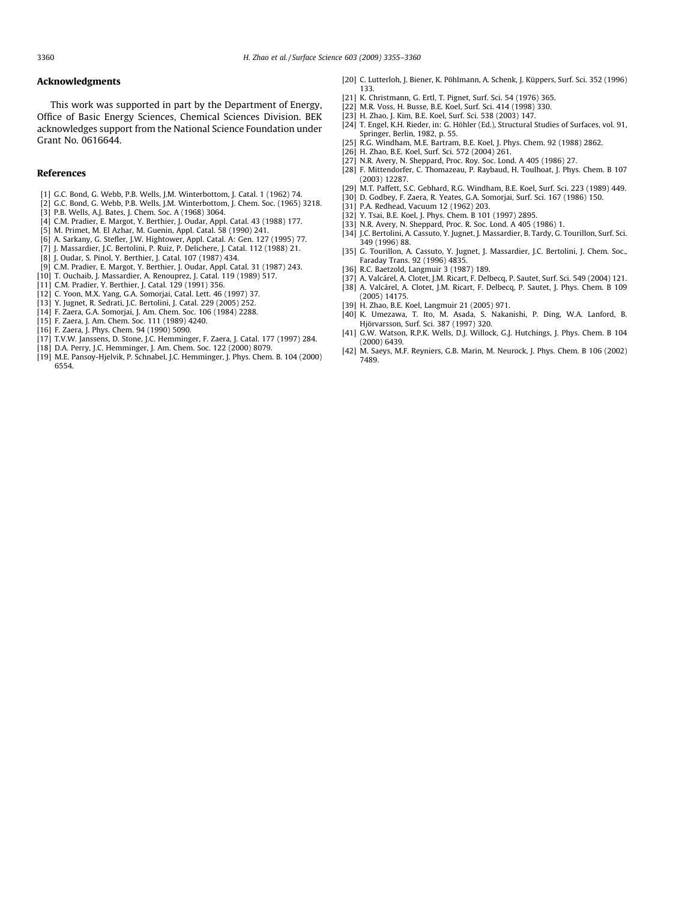## Acknowledgments

This work was supported in part by the Department of Energy, Office of Basic Energy Sciences, Chemical Sciences Division. BEK acknowledges support from the National Science Foundation under Grant No. 0616644.

## References

[1] G.C. Bond, G. Webb, P.B. Wells, J.M. Winterbottom, J. Catal. 1 (1962) 74.
[2] G.C. Bond, G. Webb, P.B. Wells, J.M. Winterbottom, J. Chem. Soc. (1965) 3218.
[3] P.B. Wells, A.J. Bates, J. Chem. Soc. A (1968) 3064.
[4] C.M. Pradier, E. Margot, Y. Berthier, J. Oudar, Appl. Catal. 43 (1988) 177.
[5] M. Primet, M. El Azhar, M. Guenin, Appl. Catal. 58 (1990) 241.
[6] A. Sarkany, G. Stefler, J.W. Hightower, Appl. Catal. A: Gen. 127 (1995) 77.
[7] J. Massardier, J.C. Bertolini, P. Ruiz, P. Delichere, J. Catal. 112 (1988) 21.
[8] J. Oudar, S. Pinol, Y. Berthier, J. Catal. 107 (1987) 434.
[9] C.M. Pradier, E. Margot, Y. Berthier, J. Oudar, Appl. Catal. 31 (1987) 243.
[10] T. Ouchaib, J. Massardier, A. Renouprez, J. Catal. 119 (1989) 517.
[11] C.M. Pradier, Y. Berthier, J. Catal. 129 (1991) 356.
[12] C. Yoon, M.X. Yang, G.A. Somorjai, Catal. Lett. 46 (1997) 37.
[13] Y. Jugnet, R. Sedrati, J.C. Bertolini, J. Catal. 229 (2005) 252.
[14] F. Zaera, G.A. Somorjai, J. Am. Chem. Soc. 106 (1984) 2288.
[15] F. Zaera, J. Am. Chem. Soc. 111 (1989) 4240.
[16] F. Zaera, J. Phys. Chem. 94 (1990) 5090.
[17] T.V.W. Janssens, D. Stone, J.C. Hemminger, F. Zaera, J. Catal. 177 (1997) 284.
[18] D.A. Perry, J.C. Hemminger, J. Am. Chem. Soc. 122 (2000) 8079.
[19] M.E. Pansoy-Hjelvik, P. Schnabel, J.C. Hemminger, J. Phys. Chem. B. 104 (2000) 6554.
[20] C. Lutterloh, J. Biener, K. Pöhlmann, A. Schenk, J. Küppers, Surf. Sci. 352 (1996) 133.
[21] K. Christmann, G. Ertl, T. Pignet, Surf. Sci. 54 (1976) 365.
[22] M.R. Voss, H. Busse, B.E. Koel, Surf. Sci. 414 (1998) 330.
[23] H. Zhao, J. Kim, B.E. Koel, Surf. Sci. 538 (2003) 147.
[24] T. Engel, K.H. Rieder, in: G. Höhler (Ed.), Structural Studies of Surfaces, vol. 91, Springer, Berlin, 1982, p. 55.
[25] R.G. Windham, M.E. Bartram, B.E. Koel, J. Phys. Chem. 92 (1988) 2862.
[26] H. Zhao, B.E. Koel, Surf. Sci. 572 (2004) 261.
[27] N.R. Avery, N. Sheppard, Proc. Roy. Soc. Lond. A 405 (1986) 27.
[28] F. Mittendorfer, C. Thomazeau, P. Raybaud, H. Toulhoat, J. Phys. Chem. B 107 (2003) 12287.
[29] M.T. Paffett, S.C. Gebhard, R.G. Windham, B.E. Koel, Surf. Sci. 223 (1989) 449.
[30] D. Godbey, F. Zaera, R. Yeates, G.A. Somorjai, Surf. Sci. 167 (1986) 150.
[31] P.A. Redhead, Vacuum 12 (1962) 203.
[32] Y. Tsai, B.E. Koel, J. Phys. Chem. B 101 (1997) 2895.
[33] N.R. Avery, N. Sheppard, Proc. R. Soc. Lond. A 405 (1986) 1.
[34] J.C. Bertolini, A. Cassuto, Y. Jugnet, J. Massardier, B. Tardy, G. Tourillon, Surf. Sci. 349 (1996) 88.
[35] G. Tourillon, A. Cassuto, Y. Jugnet, J. Massardier, J.C. Bertolini, J. Chem. Soc., Faraday Trans. 92 (1996) 4835.
[36] R.C. Baetzold, Langmuir 3 (1987) 189.
[37] A. Valcárel, A. Clotet, J.M. Ricart, F. Delbecq, P. Sautet, Surf. Sci. 549 (2004) 121.
[38] A. Valcárel, A. Clotet, J.M. Ricart, F. Delbecq, P. Sautet, J. Phys. Chem. B 109 (2005) 14175.
[39] H. Zhao, B.E. Koel, Langmuir 21 (2005) 971.
[40] K. Umezawa, T. Ito, M. Asada, S. Nakanishi, P. Ding, W.A. Lanford, B. Hjörvarsson, Surf. Sci. 387 (1997) 320.
[41] G.W. Watson, R.P.K. Wells, D.J. Willock, G.J. Hutchings, J. Phys. Chem. B 104 (2000) 6439.
[42] M. Saeys, M.F. Reyniers, G.B. Marin, M. Neurock, J. Phys. Chem. B 106 (2002) 7489.